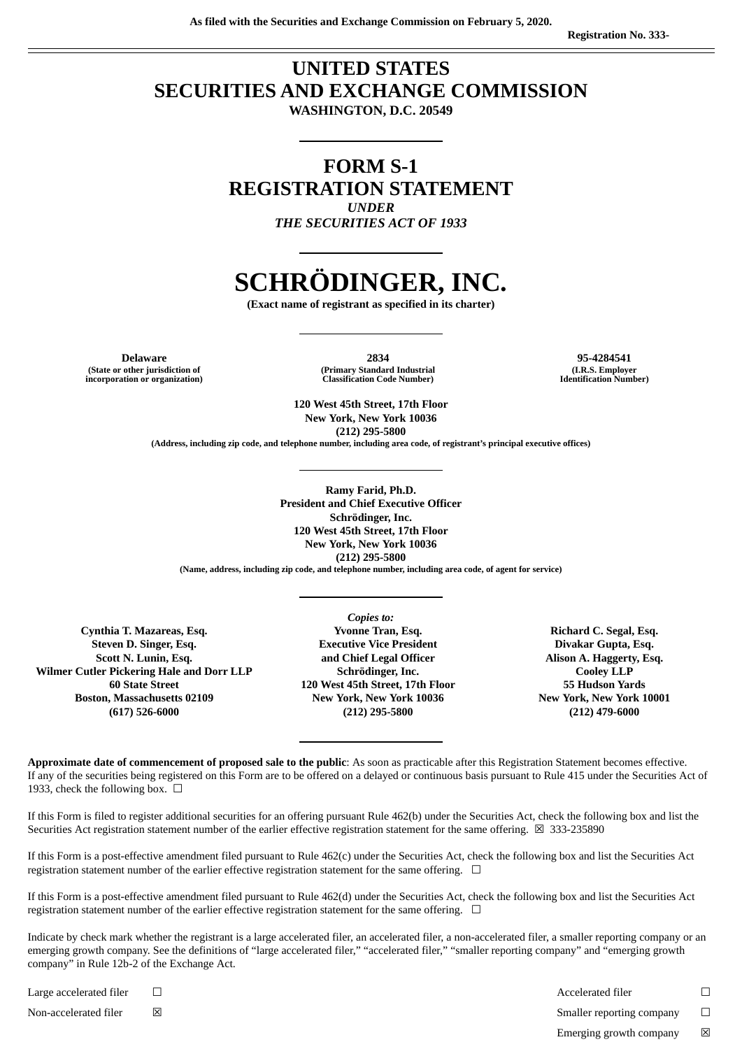As filed with the Securities and Exchange Commission on February 5, 2020.

Registration No. 333-

---

# UNITED STATES
# SECURITIES AND EXCHANGE COMMISSION
**WASHINGTON, D.C. 20549**

---

# FORM S-1
# REGISTRATION STATEMENT
***UNDER***
***THE SECURITIES ACT OF 1933***

---

# SCHRÖDINGER, INC.
**(Exact name of registrant as specified in its charter)**

---

| **Delaware** | **2834** | **95-4284541** |
|---|---|---|
| **(State or other jurisdiction of incorporation or organization)** | **(Primary Standard Industrial Classification Code Number)** | **(I.R.S. Employer Identification Number)** |

**120 West 45th Street, 17th Floor**
**New York, New York 10036**
**(212) 295-5800**
**(Address, including zip code, and telephone number, including area code, of registrant's principal executive offices)**

---

**Ramy Farid, Ph.D.**
**President and Chief Executive Officer**
**Schrödinger, Inc.**
**120 West 45th Street, 17th Floor**
**New York, New York 10036**
**(212) 295-5800**
**(Name, address, including zip code, and telephone number, including area code, of agent for service)**

---

***Copies to:***

| | | |
|---|---|---|
| **Cynthia T. Mazareas, Esq.**<br>**Steven D. Singer, Esq.**<br>**Scott N. Lunin, Esq.**<br>**Wilmer Cutler Pickering Hale and Dorr LLP**<br>**60 State Street**<br>**Boston, Massachusetts 02109**<br>**(617) 526-6000** | **Yvonne Tran, Esq.**<br>**Executive Vice President**<br>**and Chief Legal Officer**<br>**Schrödinger, Inc.**<br>**120 West 45th Street, 17th Floor**<br>**New York, New York 10036**<br>**(212) 295-5800** | **Richard C. Segal, Esq.**<br>**Divakar Gupta, Esq.**<br>**Alison A. Haggerty, Esq.**<br>**Cooley LLP**<br>**55 Hudson Yards**<br>**New York, New York 10001**<br>**(212) 479-6000** |

---

**Approximate date of commencement of proposed sale to the public**: As soon as practicable after this Registration Statement becomes effective.
If any of the securities being registered on this Form are to be offered on a delayed or continuous basis pursuant to Rule 415 under the Securities Act of 1933, check the following box. ☐

If this Form is filed to register additional securities for an offering pursuant Rule 462(b) under the Securities Act, check the following box and list the Securities Act registration statement number of the earlier effective registration statement for the same offering. ☒ 333-235890

If this Form is a post-effective amendment filed pursuant to Rule 462(c) under the Securities Act, check the following box and list the Securities Act registration statement number of the earlier effective registration statement for the same offering. ☐

If this Form is a post-effective amendment filed pursuant to Rule 462(d) under the Securities Act, check the following box and list the Securities Act registration statement number of the earlier effective registration statement for the same offering. ☐

Indicate by check mark whether the registrant is a large accelerated filer, an accelerated filer, a non-accelerated filer, a smaller reporting company or an emerging growth company. See the definitions of "large accelerated filer," "accelerated filer," "smaller reporting company" and "emerging growth company" in Rule 12b-2 of the Exchange Act.

| | | | |
|---|---|---|---|
| Large accelerated filer | ☐ | Accelerated filer | ☐ |
| Non-accelerated filer | ☒ | Smaller reporting company | ☐ |
| | | Emerging growth company | ☒ |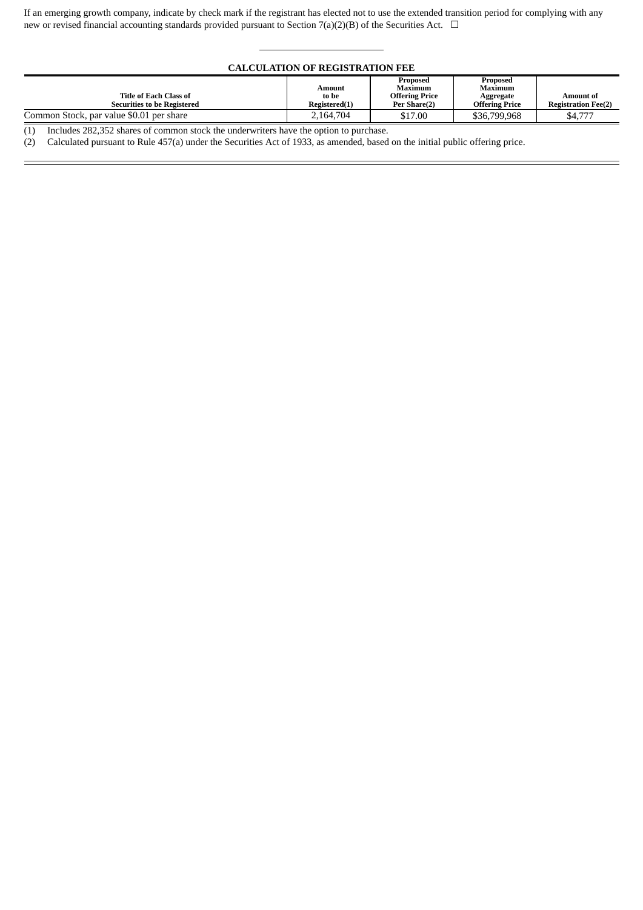If an emerging growth company, indicate by check mark if the registrant has elected not to use the extended transition period for complying with any new or revised financial accounting standards provided pursuant to Section 7(a)(2)(B) of the Securities Act. ☐

---

**CALCULATION OF REGISTRATION FEE**

| Title of Each Class of Securities to be Registered | Amount to be Registered(1) | Proposed Maximum Offering Price Per Share(2) | Proposed Maximum Aggregate Offering Price | Amount of Registration Fee(2) |
|---|---|---|---|---|
| Common Stock, par value $0.01 per share | 2,164,704 | $17.00 | $36,799,968 | $4,777 |

(1) Includes 282,352 shares of common stock the underwriters have the option to purchase.

(2) Calculated pursuant to Rule 457(a) under the Securities Act of 1933, as amended, based on the initial public offering price.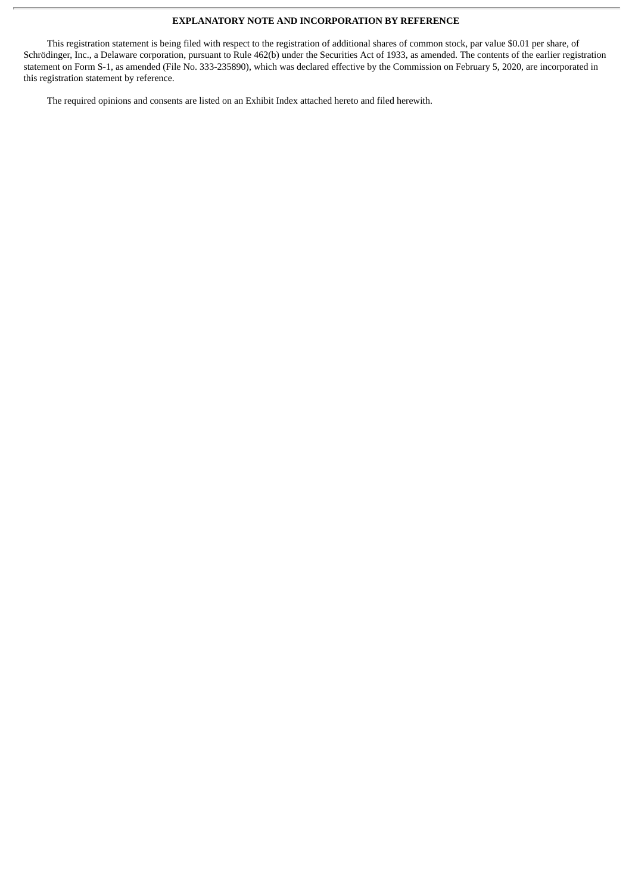## EXPLANATORY NOTE AND INCORPORATION BY REFERENCE

This registration statement is being filed with respect to the registration of additional shares of common stock, par value $0.01 per share, of Schrödinger, Inc., a Delaware corporation, pursuant to Rule 462(b) under the Securities Act of 1933, as amended. The contents of the earlier registration statement on Form S-1, as amended (File No. 333-235890), which was declared effective by the Commission on February 5, 2020, are incorporated in this registration statement by reference.

The required opinions and consents are listed on an Exhibit Index attached hereto and filed herewith.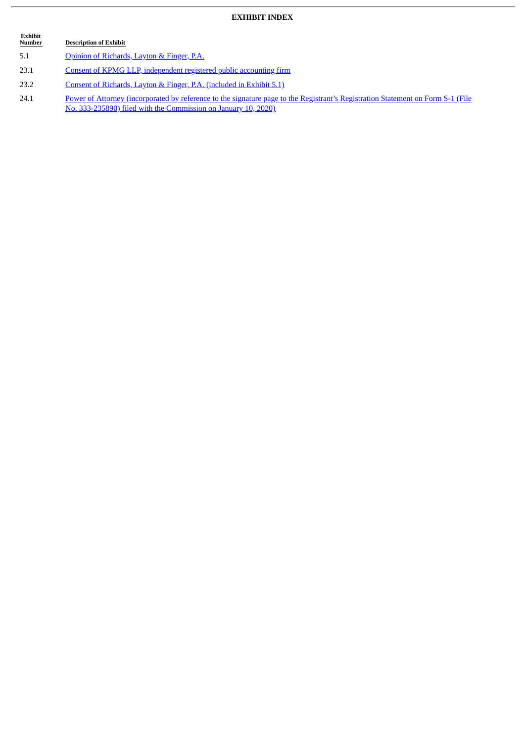## EXHIBIT INDEX

| Exhibit Number | Description of Exhibit |
|---|---|
| 5.1 | Opinion of Richards, Layton & Finger, P.A. |
| 23.1 | Consent of KPMG LLP, independent registered public accounting firm |
| 23.2 | Consent of Richards, Layton & Finger, P.A. (included in Exhibit 5.1) |
| 24.1 | Power of Attorney (incorporated by reference to the signature page to the Registrant's Registration Statement on Form S-1 (File No. 333-235890) filed with the Commission on January 10, 2020) |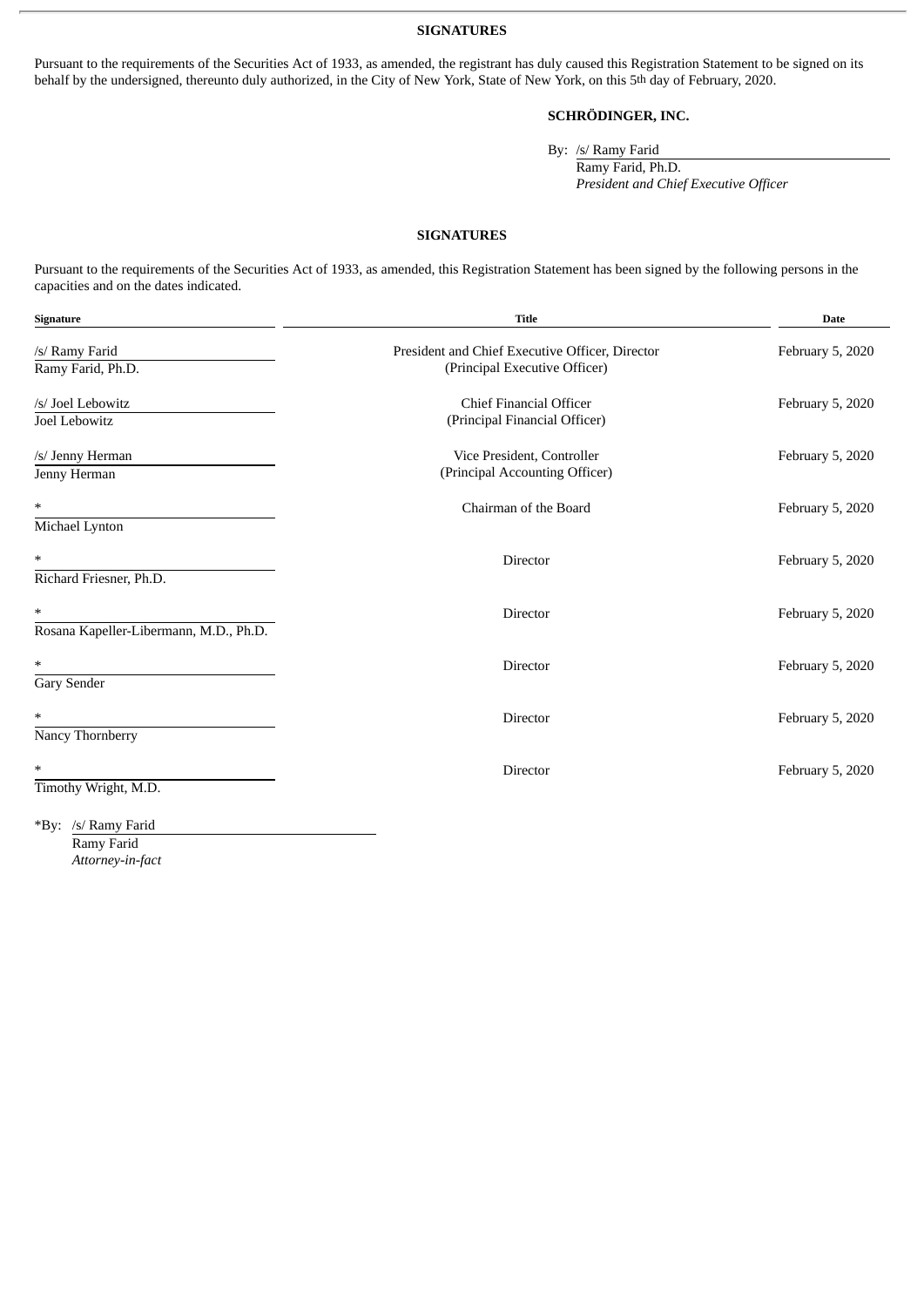## SIGNATURES

Pursuant to the requirements of the Securities Act of 1933, as amended, the registrant has duly caused this Registration Statement to be signed on its behalf by the undersigned, thereunto duly authorized, in the City of New York, State of New York, on this 5th day of February, 2020.

**SCHRÖDINGER, INC.**

By: /s/ Ramy Farid
Ramy Farid, Ph.D.
*President and Chief Executive Officer*

## SIGNATURES

Pursuant to the requirements of the Securities Act of 1933, as amended, this Registration Statement has been signed by the following persons in the capacities and on the dates indicated.

| Signature | Title | Date |
|---|---|---|
| /s/ Ramy Farid<br>Ramy Farid, Ph.D. | President and Chief Executive Officer, Director<br>(Principal Executive Officer) | February 5, 2020 |
| /s/ Joel Lebowitz<br>Joel Lebowitz | Chief Financial Officer<br>(Principal Financial Officer) | February 5, 2020 |
| /s/ Jenny Herman<br>Jenny Herman | Vice President, Controller<br>(Principal Accounting Officer) | February 5, 2020 |
| *<br>Michael Lynton | Chairman of the Board | February 5, 2020 |
| *<br>Richard Friesner, Ph.D. | Director | February 5, 2020 |
| *<br>Rosana Kapeller-Libermann, M.D., Ph.D. | Director | February 5, 2020 |
| *<br>Gary Sender | Director | February 5, 2020 |
| *<br>Nancy Thornberry | Director | February 5, 2020 |
| *<br>Timothy Wright, M.D. | Director | February 5, 2020 |

*By: /s/ Ramy Farid
Ramy Farid
*Attorney-in-fact*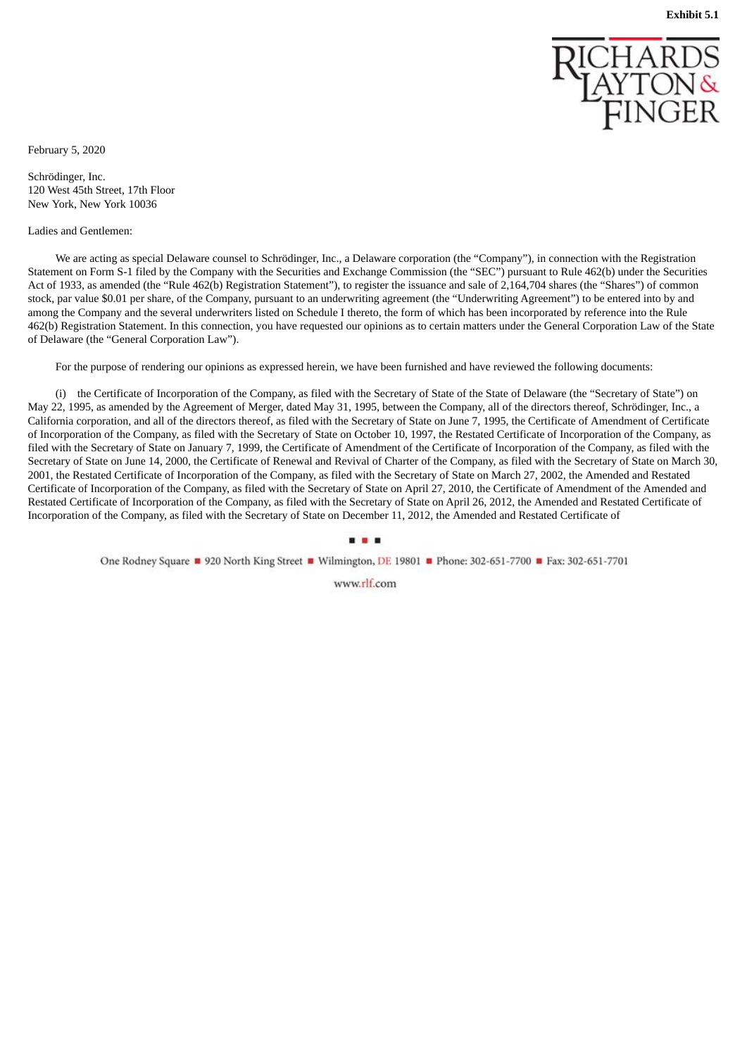**Exhibit 5.1**

RICHARDS LAYTON & FINGER

February 5, 2020

Schrödinger, Inc.
120 West 45th Street, 17th Floor
New York, New York 10036

Ladies and Gentlemen:

We are acting as special Delaware counsel to Schrödinger, Inc., a Delaware corporation (the "Company"), in connection with the Registration Statement on Form S-1 filed by the Company with the Securities and Exchange Commission (the "SEC") pursuant to Rule 462(b) under the Securities Act of 1933, as amended (the "Rule 462(b) Registration Statement"), to register the issuance and sale of 2,164,704 shares (the "Shares") of common stock, par value $0.01 per share, of the Company, pursuant to an underwriting agreement (the "Underwriting Agreement") to be entered into by and among the Company and the several underwriters listed on Schedule I thereto, the form of which has been incorporated by reference into the Rule 462(b) Registration Statement. In this connection, you have requested our opinions as to certain matters under the General Corporation Law of the State of Delaware (the "General Corporation Law").

For the purpose of rendering our opinions as expressed herein, we have been furnished and have reviewed the following documents:

(i) the Certificate of Incorporation of the Company, as filed with the Secretary of State of the State of Delaware (the "Secretary of State") on May 22, 1995, as amended by the Agreement of Merger, dated May 31, 1995, between the Company, all of the directors thereof, Schrödinger, Inc., a California corporation, and all of the directors thereof, as filed with the Secretary of State on June 7, 1995, the Certificate of Amendment of Certificate of Incorporation of the Company, as filed with the Secretary of State on October 10, 1997, the Restated Certificate of Incorporation of the Company, as filed with the Secretary of State on January 7, 1999, the Certificate of Amendment of the Certificate of Incorporation of the Company, as filed with the Secretary of State on June 14, 2000, the Certificate of Renewal and Revival of Charter of the Company, as filed with the Secretary of State on March 30, 2001, the Restated Certificate of Incorporation of the Company, as filed with the Secretary of State on March 27, 2002, the Amended and Restated Certificate of Incorporation of the Company, as filed with the Secretary of State on April 27, 2010, the Certificate of Amendment of the Amended and Restated Certificate of Incorporation of the Company, as filed with the Secretary of State on April 26, 2012, the Amended and Restated Certificate of Incorporation of the Company, as filed with the Secretary of State on December 11, 2012, the Amended and Restated Certificate of

One Rodney Square ■ 920 North King Street ■ Wilmington, DE 19801 ■ Phone: 302-651-7700 ■ Fax: 302-651-7701

www.rlf.com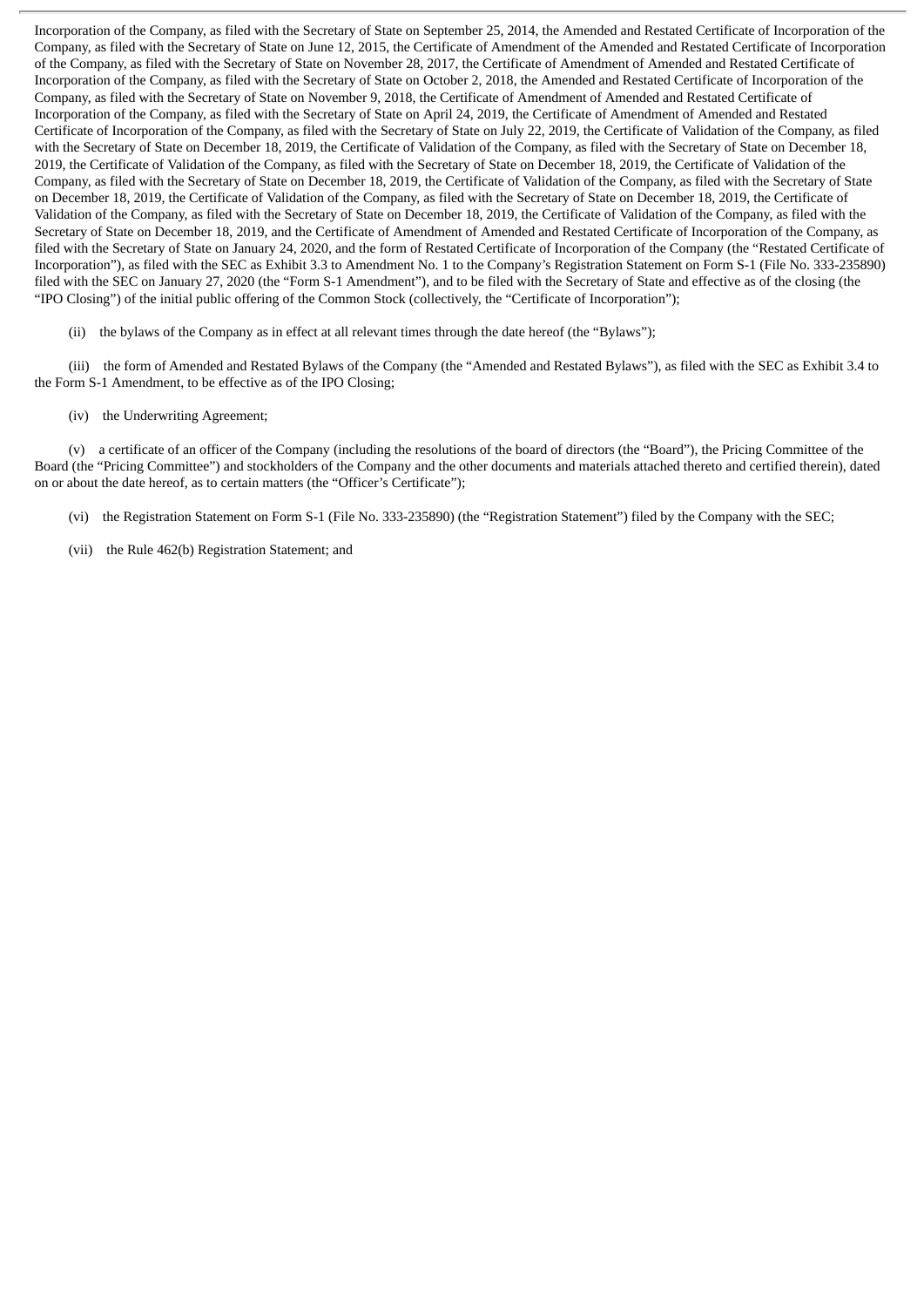Incorporation of the Company, as filed with the Secretary of State on September 25, 2014, the Amended and Restated Certificate of Incorporation of the Company, as filed with the Secretary of State on June 12, 2015, the Certificate of Amendment of the Amended and Restated Certificate of Incorporation of the Company, as filed with the Secretary of State on November 28, 2017, the Certificate of Amendment of Amended and Restated Certificate of Incorporation of the Company, as filed with the Secretary of State on October 2, 2018, the Amended and Restated Certificate of Incorporation of the Company, as filed with the Secretary of State on November 9, 2018, the Certificate of Amendment of Amended and Restated Certificate of Incorporation of the Company, as filed with the Secretary of State on April 24, 2019, the Certificate of Amendment of Amended and Restated Certificate of Incorporation of the Company, as filed with the Secretary of State on July 22, 2019, the Certificate of Validation of the Company, as filed with the Secretary of State on December 18, 2019, the Certificate of Validation of the Company, as filed with the Secretary of State on December 18, 2019, the Certificate of Validation of the Company, as filed with the Secretary of State on December 18, 2019, the Certificate of Validation of the Company, as filed with the Secretary of State on December 18, 2019, the Certificate of Validation of the Company, as filed with the Secretary of State on December 18, 2019, the Certificate of Validation of the Company, as filed with the Secretary of State on December 18, 2019, the Certificate of Validation of the Company, as filed with the Secretary of State on December 18, 2019, the Certificate of Validation of the Company, as filed with the Secretary of State on December 18, 2019, and the Certificate of Amendment of Amended and Restated Certificate of Incorporation of the Company, as filed with the Secretary of State on January 24, 2020, and the form of Restated Certificate of Incorporation of the Company (the "Restated Certificate of Incorporation"), as filed with the SEC as Exhibit 3.3 to Amendment No. 1 to the Company's Registration Statement on Form S-1 (File No. 333-235890) filed with the SEC on January 27, 2020 (the "Form S-1 Amendment"), and to be filed with the Secretary of State and effective as of the closing (the "IPO Closing") of the initial public offering of the Common Stock (collectively, the "Certificate of Incorporation");

(ii) the bylaws of the Company as in effect at all relevant times through the date hereof (the "Bylaws");

(iii) the form of Amended and Restated Bylaws of the Company (the "Amended and Restated Bylaws"), as filed with the SEC as Exhibit 3.4 to the Form S-1 Amendment, to be effective as of the IPO Closing;

(iv) the Underwriting Agreement;

(v) a certificate of an officer of the Company (including the resolutions of the board of directors (the "Board"), the Pricing Committee of the Board (the "Pricing Committee") and stockholders of the Company and the other documents and materials attached thereto and certified therein), dated on or about the date hereof, as to certain matters (the "Officer's Certificate");

(vi) the Registration Statement on Form S-1 (File No. 333-235890) (the "Registration Statement") filed by the Company with the SEC;

(vii) the Rule 462(b) Registration Statement; and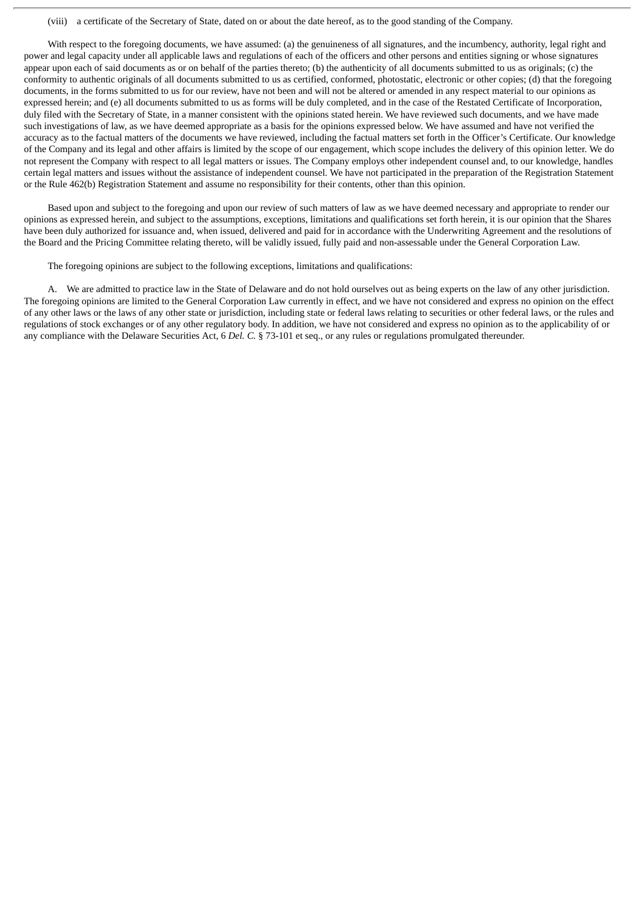(viii) a certificate of the Secretary of State, dated on or about the date hereof, as to the good standing of the Company.

With respect to the foregoing documents, we have assumed: (a) the genuineness of all signatures, and the incumbency, authority, legal right and power and legal capacity under all applicable laws and regulations of each of the officers and other persons and entities signing or whose signatures appear upon each of said documents as or on behalf of the parties thereto; (b) the authenticity of all documents submitted to us as originals; (c) the conformity to authentic originals of all documents submitted to us as certified, conformed, photostatic, electronic or other copies; (d) that the foregoing documents, in the forms submitted to us for our review, have not been and will not be altered or amended in any respect material to our opinions as expressed herein; and (e) all documents submitted to us as forms will be duly completed, and in the case of the Restated Certificate of Incorporation, duly filed with the Secretary of State, in a manner consistent with the opinions stated herein. We have reviewed such documents, and we have made such investigations of law, as we have deemed appropriate as a basis for the opinions expressed below. We have assumed and have not verified the accuracy as to the factual matters of the documents we have reviewed, including the factual matters set forth in the Officer's Certificate. Our knowledge of the Company and its legal and other affairs is limited by the scope of our engagement, which scope includes the delivery of this opinion letter. We do not represent the Company with respect to all legal matters or issues. The Company employs other independent counsel and, to our knowledge, handles certain legal matters and issues without the assistance of independent counsel. We have not participated in the preparation of the Registration Statement or the Rule 462(b) Registration Statement and assume no responsibility for their contents, other than this opinion.

Based upon and subject to the foregoing and upon our review of such matters of law as we have deemed necessary and appropriate to render our opinions as expressed herein, and subject to the assumptions, exceptions, limitations and qualifications set forth herein, it is our opinion that the Shares have been duly authorized for issuance and, when issued, delivered and paid for in accordance with the Underwriting Agreement and the resolutions of the Board and the Pricing Committee relating thereto, will be validly issued, fully paid and non-assessable under the General Corporation Law.

The foregoing opinions are subject to the following exceptions, limitations and qualifications:

A. We are admitted to practice law in the State of Delaware and do not hold ourselves out as being experts on the law of any other jurisdiction. The foregoing opinions are limited to the General Corporation Law currently in effect, and we have not considered and express no opinion on the effect of any other laws or the laws of any other state or jurisdiction, including state or federal laws relating to securities or other federal laws, or the rules and regulations of stock exchanges or of any other regulatory body. In addition, we have not considered and express no opinion as to the applicability of or any compliance with the Delaware Securities Act, 6 *Del. C.* § 73-101 et seq., or any rules or regulations promulgated thereunder.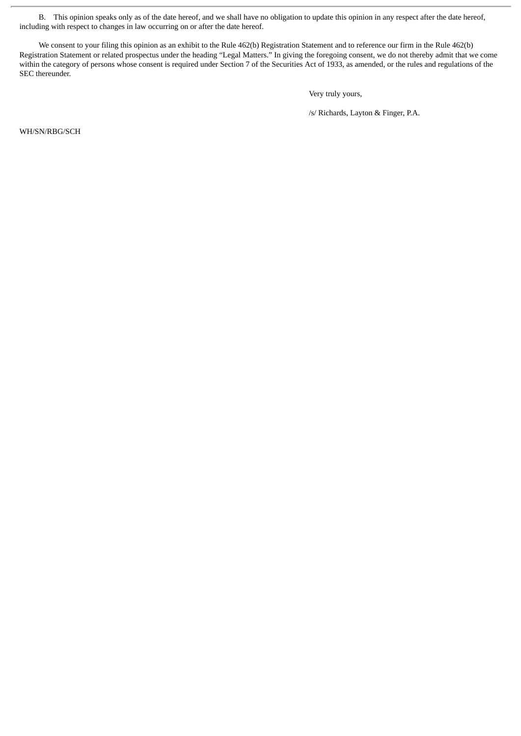B. This opinion speaks only as of the date hereof, and we shall have no obligation to update this opinion in any respect after the date hereof, including with respect to changes in law occurring on or after the date hereof.

We consent to your filing this opinion as an exhibit to the Rule 462(b) Registration Statement and to reference our firm in the Rule 462(b) Registration Statement or related prospectus under the heading "Legal Matters." In giving the foregoing consent, we do not thereby admit that we come within the category of persons whose consent is required under Section 7 of the Securities Act of 1933, as amended, or the rules and regulations of the SEC thereunder.

Very truly yours,

/s/ Richards, Layton & Finger, P.A.

WH/SN/RBG/SCH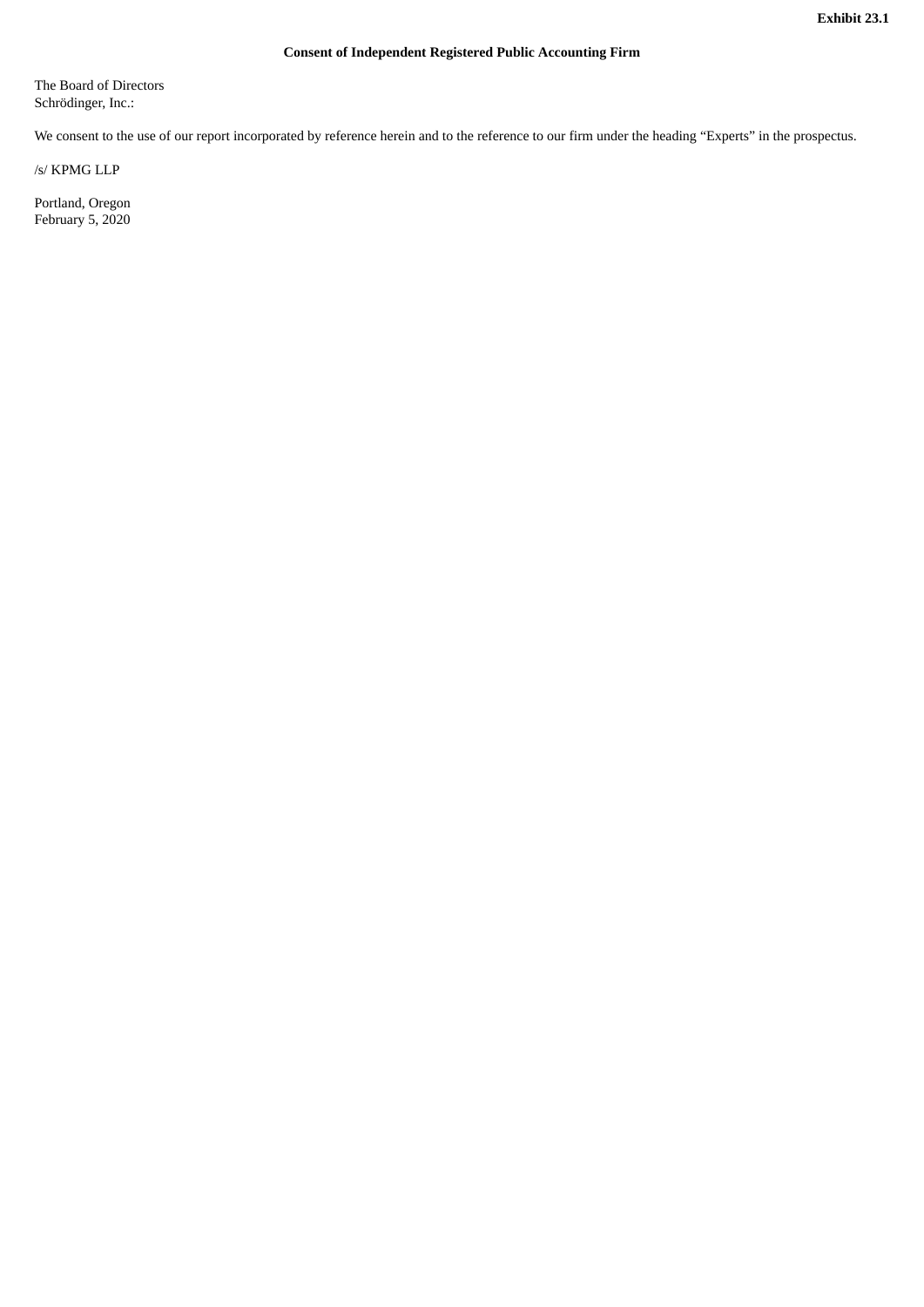**Exhibit 23.1**

**Consent of Independent Registered Public Accounting Firm**

The Board of Directors
Schrödinger, Inc.:

We consent to the use of our report incorporated by reference herein and to the reference to our firm under the heading “Experts” in the prospectus.

/s/ KPMG LLP

Portland, Oregon
February 5, 2020